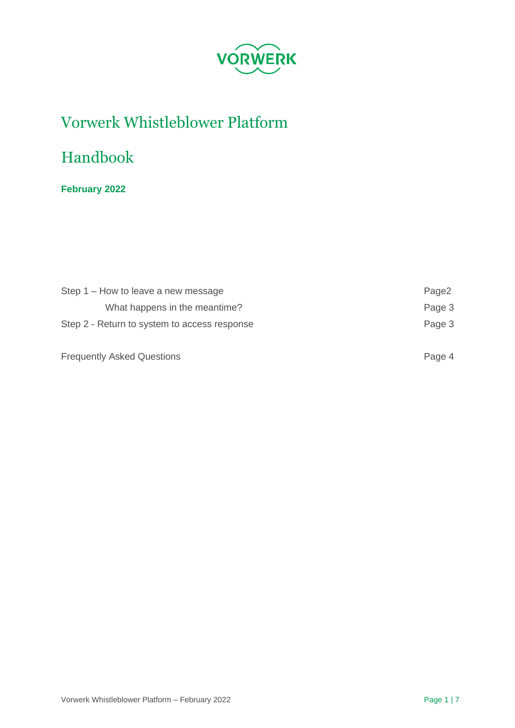VORWERK

# Vorwerk Whistleblower Platform

# Handbook

**February 2022**

| | |
|---|---|
| Step 1 – How to leave a new message | Page2 |
| What happens in the meantime? | Page 3 |
| Step 2 - Return to system to access response | Page 3 |
| Frequently Asked Questions | Page 4 |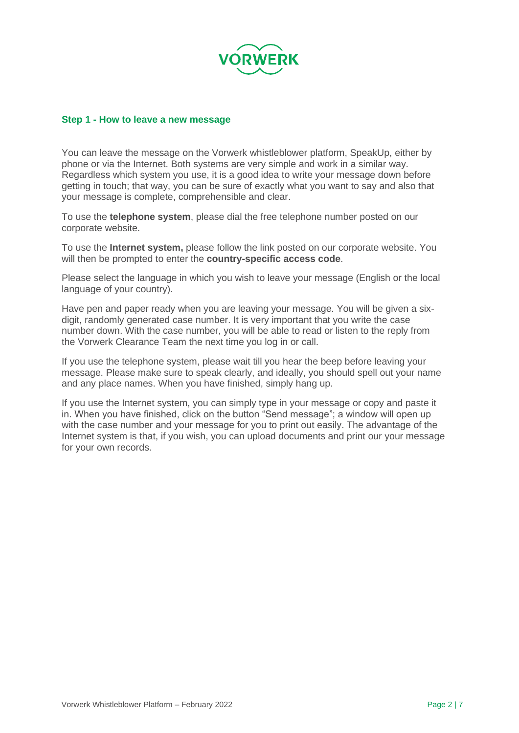## Step 1 - How to leave a new message

You can leave the message on the Vorwerk whistleblower platform, SpeakUp, either by phone or via the Internet. Both systems are very simple and work in a similar way. Regardless which system you use, it is a good idea to write your message down before getting in touch; that way, you can be sure of exactly what you want to say and also that your message is complete, comprehensible and clear.

To use the **telephone system**, please dial the free telephone number posted on our corporate website.

To use the **Internet system,** please follow the link posted on our corporate website. You will then be prompted to enter the **country-specific access code**.

Please select the language in which you wish to leave your message (English or the local language of your country).

Have pen and paper ready when you are leaving your message. You will be given a six-digit, randomly generated case number. It is very important that you write the case number down. With the case number, you will be able to read or listen to the reply from the Vorwerk Clearance Team the next time you log in or call.

If you use the telephone system, please wait till you hear the beep before leaving your message. Please make sure to speak clearly, and ideally, you should spell out your name and any place names. When you have finished, simply hang up.

If you use the Internet system, you can simply type in your message or copy and paste it in. When you have finished, click on the button "Send message"; a window will open up with the case number and your message for you to print out easily. The advantage of the Internet system is that, if you wish, you can upload documents and print our your message for your own records.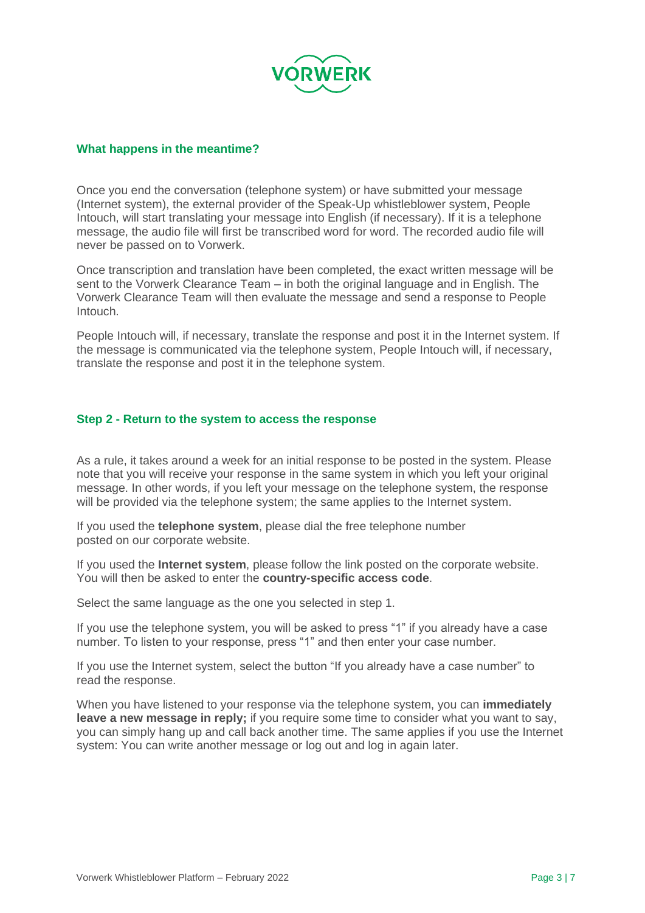### What happens in the meantime?

Once you end the conversation (telephone system) or have submitted your message (Internet system), the external provider of the Speak-Up whistleblower system, People Intouch, will start translating your message into English (if necessary). If it is a telephone message, the audio file will first be transcribed word for word. The recorded audio file will never be passed on to Vorwerk.

Once transcription and translation have been completed, the exact written message will be sent to the Vorwerk Clearance Team – in both the original language and in English. The Vorwerk Clearance Team will then evaluate the message and send a response to People Intouch.

People Intouch will, if necessary, translate the response and post it in the Internet system. If the message is communicated via the telephone system, People Intouch will, if necessary, translate the response and post it in the telephone system.

### Step 2 - Return to the system to access the response

As a rule, it takes around a week for an initial response to be posted in the system. Please note that you will receive your response in the same system in which you left your original message. In other words, if you left your message on the telephone system, the response will be provided via the telephone system; the same applies to the Internet system.

If you used the **telephone system**, please dial the free telephone number posted on our corporate website.

If you used the **Internet system**, please follow the link posted on the corporate website. You will then be asked to enter the **country-specific access code**.

Select the same language as the one you selected in step 1.

If you use the telephone system, you will be asked to press "1" if you already have a case number. To listen to your response, press "1" and then enter your case number.

If you use the Internet system, select the button "If you already have a case number" to read the response.

When you have listened to your response via the telephone system, you can **immediately leave a new message in reply;** if you require some time to consider what you want to say, you can simply hang up and call back another time. The same applies if you use the Internet system: You can write another message or log out and log in again later.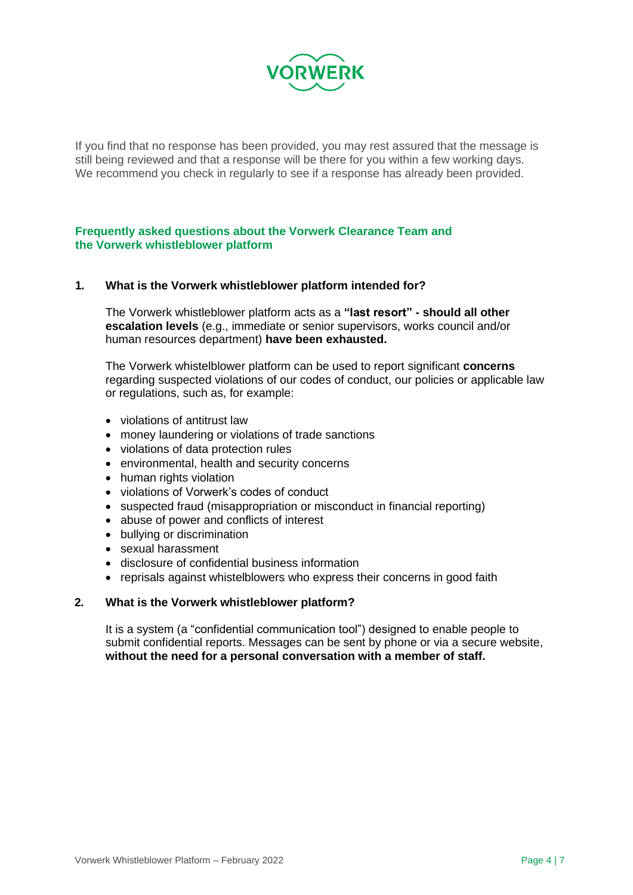If you find that no response has been provided, you may rest assured that the message is still being reviewed and that a response will be there for you within a few working days. We recommend you check in regularly to see if a response has already been provided.

## Frequently asked questions about the Vorwerk Clearance Team and the Vorwerk whistleblower platform

### 1. What is the Vorwerk whistleblower platform intended for?

The Vorwerk whistleblower platform acts as a **"last resort" - should all other escalation levels** (e.g., immediate or senior supervisors, works council and/or human resources department) **have been exhausted.**

The Vorwerk whistelblower platform can be used to report significant **concerns** regarding suspected violations of our codes of conduct, our policies or applicable law or regulations, such as, for example:

- violations of antitrust law
- money laundering or violations of trade sanctions
- violations of data protection rules
- environmental, health and security concerns
- human rights violation
- violations of Vorwerk's codes of conduct
- suspected fraud (misappropriation or misconduct in financial reporting)
- abuse of power and conflicts of interest
- bullying or discrimination
- sexual harassment
- disclosure of confidential business information
- reprisals against whistelblowers who express their concerns in good faith

### 2. What is the Vorwerk whistleblower platform?

It is a system (a "confidential communication tool") designed to enable people to submit confidential reports. Messages can be sent by phone or via a secure website, **without the need for a personal conversation with a member of staff.**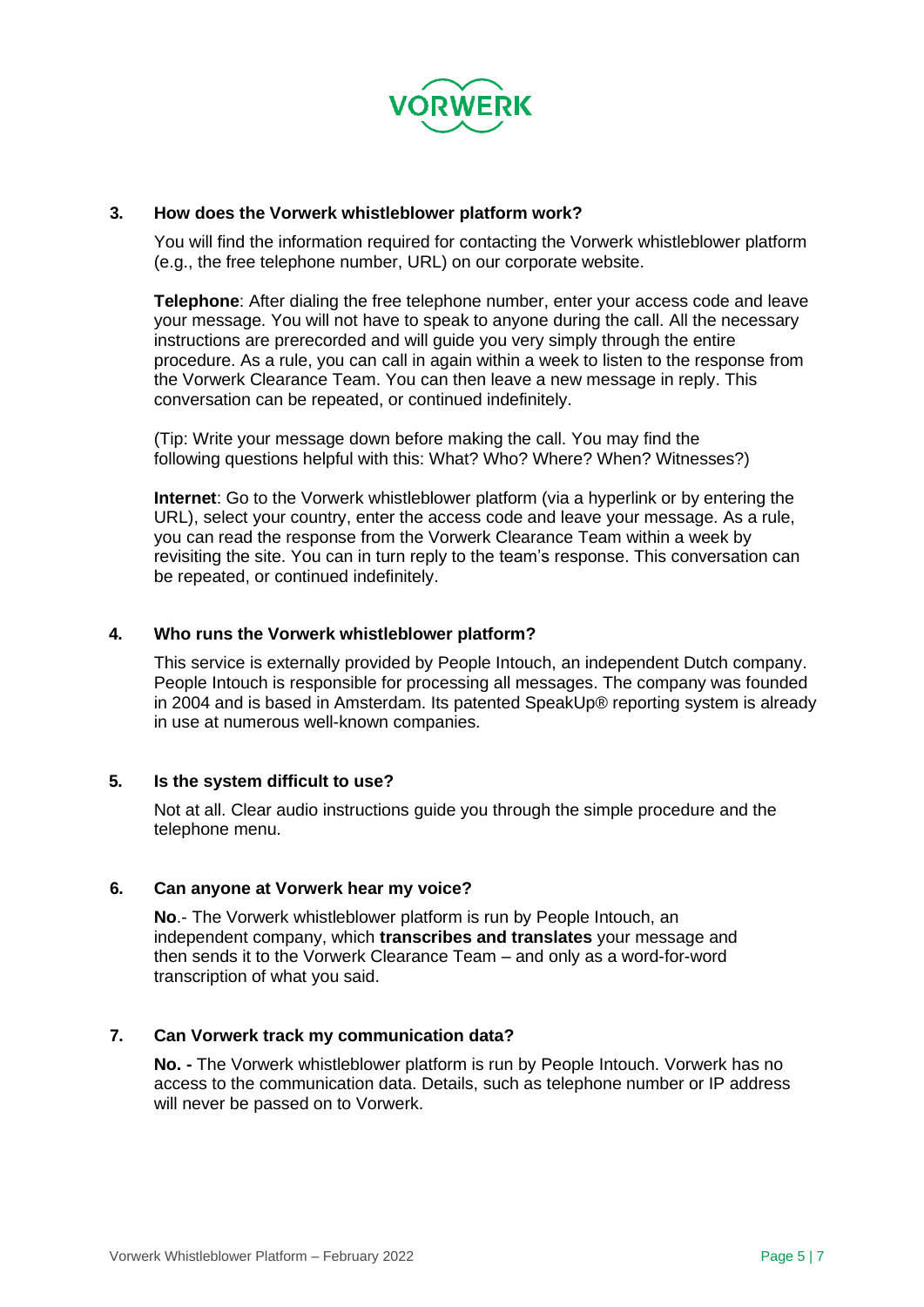### 3. How does the Vorwerk whistleblower platform work?

You will find the information required for contacting the Vorwerk whistleblower platform (e.g., the free telephone number, URL) on our corporate website.

**Telephone**: After dialing the free telephone number, enter your access code and leave your message. You will not have to speak to anyone during the call. All the necessary instructions are prerecorded and will guide you very simply through the entire procedure. As a rule, you can call in again within a week to listen to the response from the Vorwerk Clearance Team. You can then leave a new message in reply. This conversation can be repeated, or continued indefinitely.

(Tip: Write your message down before making the call. You may find the following questions helpful with this: What? Who? Where? When? Witnesses?)

**Internet**: Go to the Vorwerk whistleblower platform (via a hyperlink or by entering the URL), select your country, enter the access code and leave your message. As a rule, you can read the response from the Vorwerk Clearance Team within a week by revisiting the site. You can in turn reply to the team's response. This conversation can be repeated, or continued indefinitely.

### 4. Who runs the Vorwerk whistleblower platform?

This service is externally provided by People Intouch, an independent Dutch company. People Intouch is responsible for processing all messages. The company was founded in 2004 and is based in Amsterdam. Its patented SpeakUp® reporting system is already in use at numerous well-known companies.

### 5. Is the system difficult to use?

Not at all. Clear audio instructions guide you through the simple procedure and the telephone menu.

### 6. Can anyone at Vorwerk hear my voice?

**No**.- The Vorwerk whistleblower platform is run by People Intouch, an independent company, which **transcribes and translates** your message and then sends it to the Vorwerk Clearance Team – and only as a word-for-word transcription of what you said.

### 7. Can Vorwerk track my communication data?

**No. -** The Vorwerk whistleblower platform is run by People Intouch. Vorwerk has no access to the communication data. Details, such as telephone number or IP address will never be passed on to Vorwerk.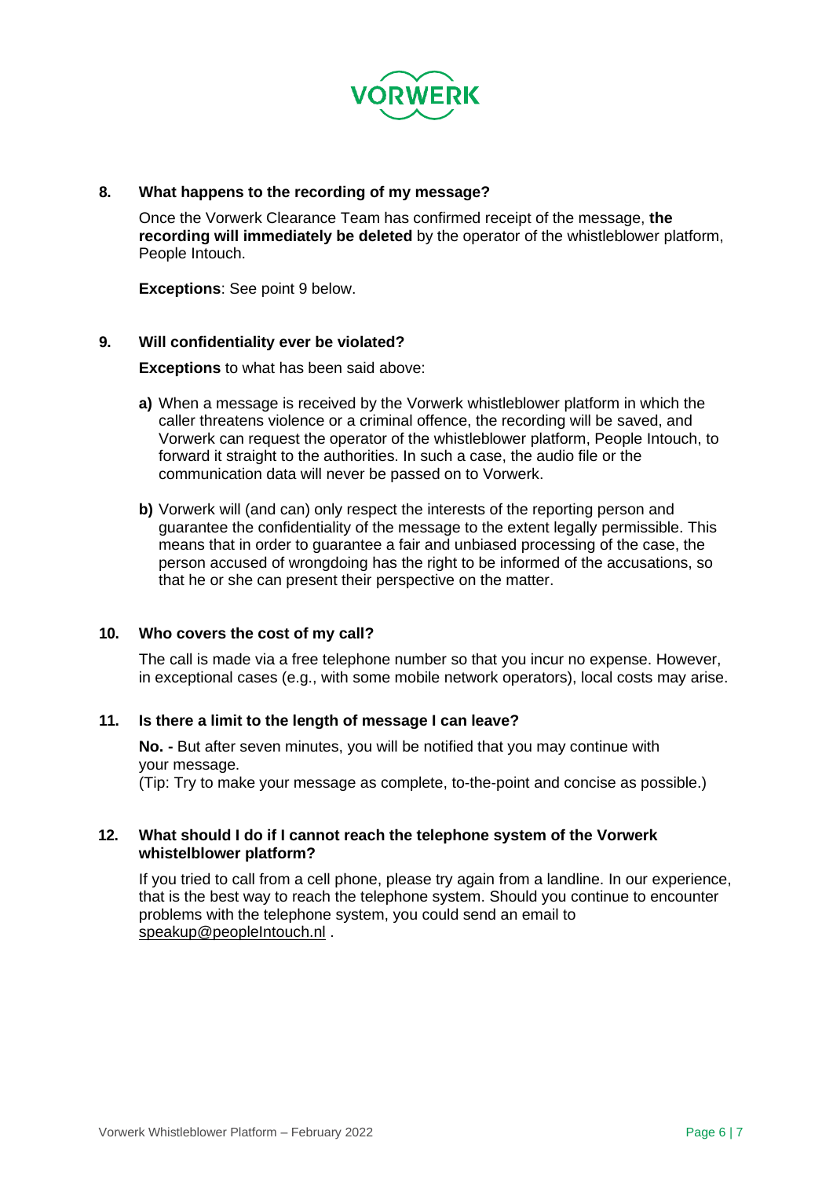## 8. What happens to the recording of my message?

Once the Vorwerk Clearance Team has confirmed receipt of the message, **the recording will immediately be deleted** by the operator of the whistleblower platform, People Intouch.

**Exceptions**: See point 9 below.

## 9. Will confidentiality ever be violated?

**Exceptions** to what has been said above:

**a)** When a message is received by the Vorwerk whistleblower platform in which the caller threatens violence or a criminal offence, the recording will be saved, and Vorwerk can request the operator of the whistleblower platform, People Intouch, to forward it straight to the authorities. In such a case, the audio file or the communication data will never be passed on to Vorwerk.

**b)** Vorwerk will (and can) only respect the interests of the reporting person and guarantee the confidentiality of the message to the extent legally permissible. This means that in order to guarantee a fair and unbiased processing of the case, the person accused of wrongdoing has the right to be informed of the accusations, so that he or she can present their perspective on the matter.

## 10. Who covers the cost of my call?

The call is made via a free telephone number so that you incur no expense. However, in exceptional cases (e.g., with some mobile network operators), local costs may arise.

## 11. Is there a limit to the length of message I can leave?

**No. -** But after seven minutes, you will be notified that you may continue with your message.
(Tip: Try to make your message as complete, to-the-point and concise as possible.)

## 12. What should I do if I cannot reach the telephone system of the Vorwerk whistelblower platform?

If you tried to call from a cell phone, please try again from a landline. In our experience, that is the best way to reach the telephone system. Should you continue to encounter problems with the telephone system, you could send an email to speakup@peopleIntouch.nl .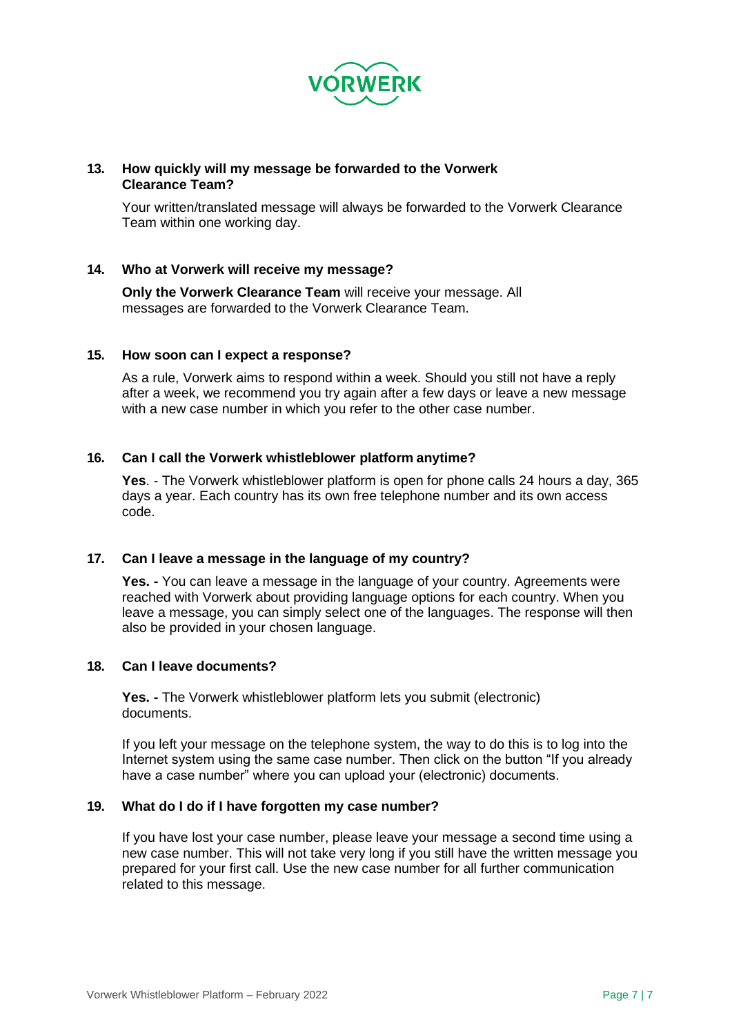### 13. How quickly will my message be forwarded to the Vorwerk Clearance Team?

Your written/translated message will always be forwarded to the Vorwerk Clearance Team within one working day.

### 14. Who at Vorwerk will receive my message?

**Only the Vorwerk Clearance Team** will receive your message. All messages are forwarded to the Vorwerk Clearance Team.

### 15. How soon can I expect a response?

As a rule, Vorwerk aims to respond within a week. Should you still not have a reply after a week, we recommend you try again after a few days or leave a new message with a new case number in which you refer to the other case number.

### 16. Can I call the Vorwerk whistleblower platform anytime?

**Yes**. - The Vorwerk whistleblower platform is open for phone calls 24 hours a day, 365 days a year. Each country has its own free telephone number and its own access code.

### 17. Can I leave a message in the language of my country?

**Yes. -** You can leave a message in the language of your country. Agreements were reached with Vorwerk about providing language options for each country. When you leave a message, you can simply select one of the languages. The response will then also be provided in your chosen language.

### 18. Can I leave documents?

**Yes. -** The Vorwerk whistleblower platform lets you submit (electronic) documents.

If you left your message on the telephone system, the way to do this is to log into the Internet system using the same case number. Then click on the button "If you already have a case number" where you can upload your (electronic) documents.

### 19. What do I do if I have forgotten my case number?

If you have lost your case number, please leave your message a second time using a new case number. This will not take very long if you still have the written message you prepared for your first call. Use the new case number for all further communication related to this message.